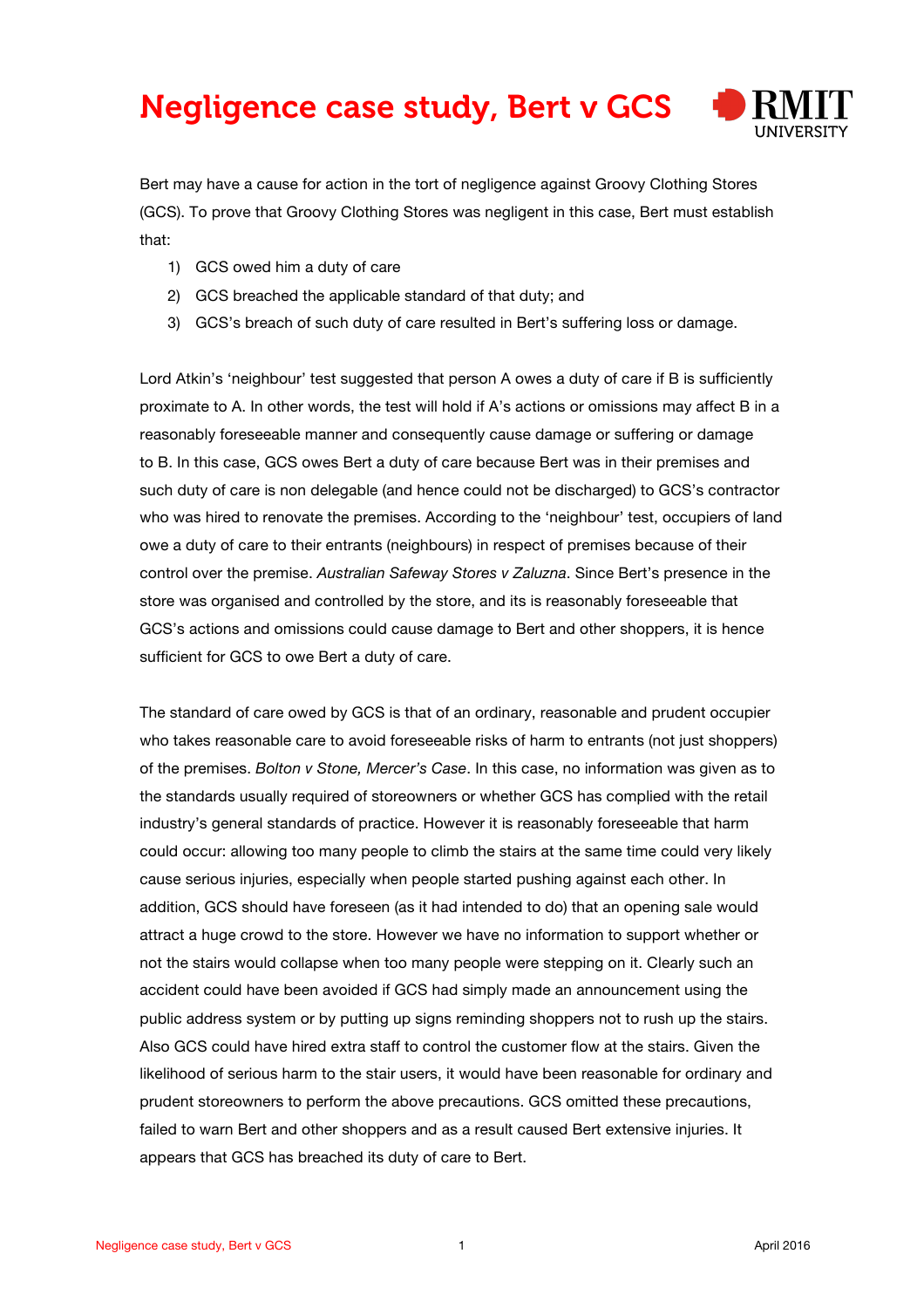# Negligence case study, Bert v GCS

Bert may have a cause for action in the tort of negligence against Groovy Clothing Stores (GCS). To prove that Groovy Clothing Stores was negligent in this case, Bert must establish that:

1) GCS owed him a duty of care
2) GCS breached the applicable standard of that duty; and
3) GCS's breach of such duty of care resulted in Bert's suffering loss or damage.

Lord Atkin's 'neighbour' test suggested that person A owes a duty of care if B is sufficiently proximate to A. In other words, the test will hold if A's actions or omissions may affect B in a reasonably foreseeable manner and consequently cause damage or suffering or damage to B. In this case, GCS owes Bert a duty of care because Bert was in their premises and such duty of care is non delegable (and hence could not be discharged) to GCS's contractor who was hired to renovate the premises. According to the 'neighbour' test, occupiers of land owe a duty of care to their entrants (neighbours) in respect of premises because of their control over the premise. *Australian Safeway Stores v Zaluzna*. Since Bert's presence in the store was organised and controlled by the store, and its is reasonably foreseeable that GCS's actions and omissions could cause damage to Bert and other shoppers, it is hence sufficient for GCS to owe Bert a duty of care.

The standard of care owed by GCS is that of an ordinary, reasonable and prudent occupier who takes reasonable care to avoid foreseeable risks of harm to entrants (not just shoppers) of the premises. *Bolton v Stone, Mercer's Case*. In this case, no information was given as to the standards usually required of storeowners or whether GCS has complied with the retail industry's general standards of practice. However it is reasonably foreseeable that harm could occur: allowing too many people to climb the stairs at the same time could very likely cause serious injuries, especially when people started pushing against each other. In addition, GCS should have foreseen (as it had intended to do) that an opening sale would attract a huge crowd to the store. However we have no information to support whether or not the stairs would collapse when too many people were stepping on it. Clearly such an accident could have been avoided if GCS had simply made an announcement using the public address system or by putting up signs reminding shoppers not to rush up the stairs. Also GCS could have hired extra staff to control the customer flow at the stairs. Given the likelihood of serious harm to the stair users, it would have been reasonable for ordinary and prudent storeowners to perform the above precautions. GCS omitted these precautions, failed to warn Bert and other shoppers and as a result caused Bert extensive injuries. It appears that GCS has breached its duty of care to Bert.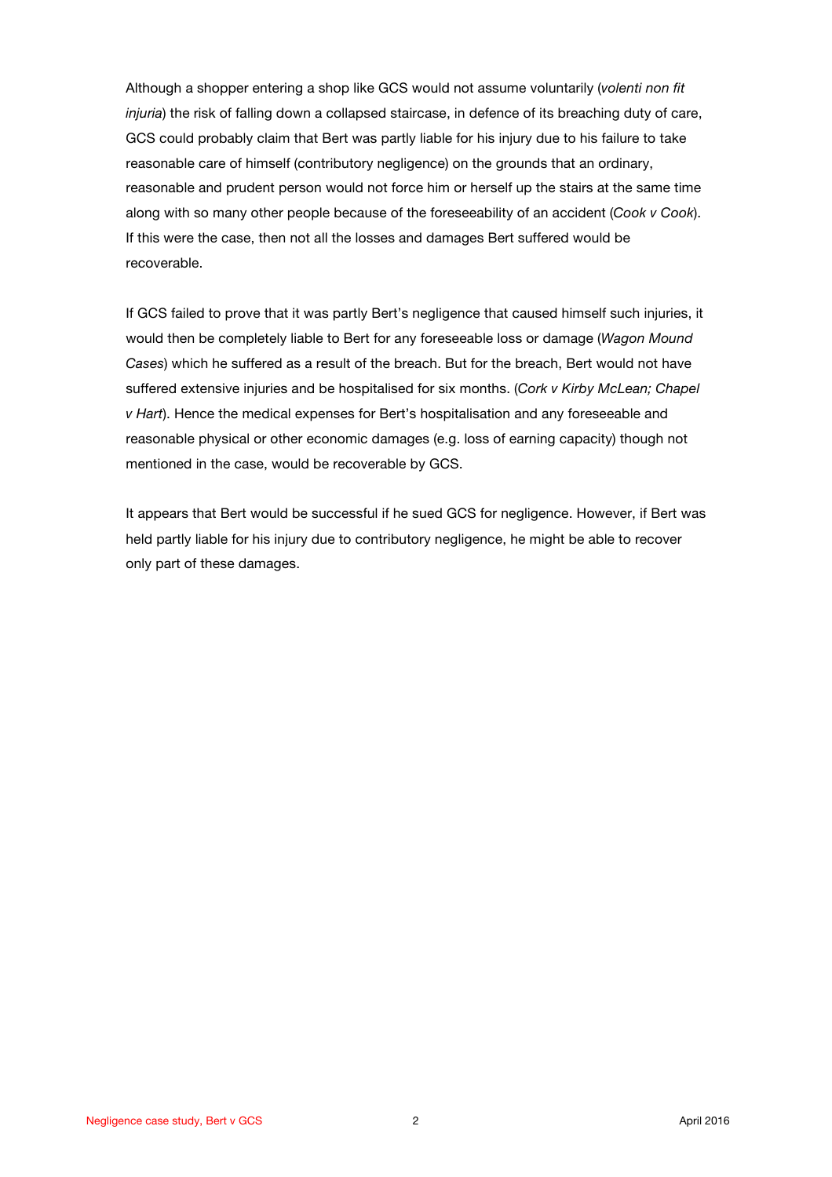Although a shopper entering a shop like GCS would not assume voluntarily (*volenti non fit injuria*) the risk of falling down a collapsed staircase, in defence of its breaching duty of care, GCS could probably claim that Bert was partly liable for his injury due to his failure to take reasonable care of himself (contributory negligence) on the grounds that an ordinary, reasonable and prudent person would not force him or herself up the stairs at the same time along with so many other people because of the foreseeability of an accident (*Cook v Cook*). If this were the case, then not all the losses and damages Bert suffered would be recoverable.

If GCS failed to prove that it was partly Bert's negligence that caused himself such injuries, it would then be completely liable to Bert for any foreseeable loss or damage (*Wagon Mound Cases*) which he suffered as a result of the breach. But for the breach, Bert would not have suffered extensive injuries and be hospitalised for six months. (*Cork v Kirby McLean; Chapel v Hart*). Hence the medical expenses for Bert's hospitalisation and any foreseeable and reasonable physical or other economic damages (e.g. loss of earning capacity) though not mentioned in the case, would be recoverable by GCS.

It appears that Bert would be successful if he sued GCS for negligence. However, if Bert was held partly liable for his injury due to contributory negligence, he might be able to recover only part of these damages.